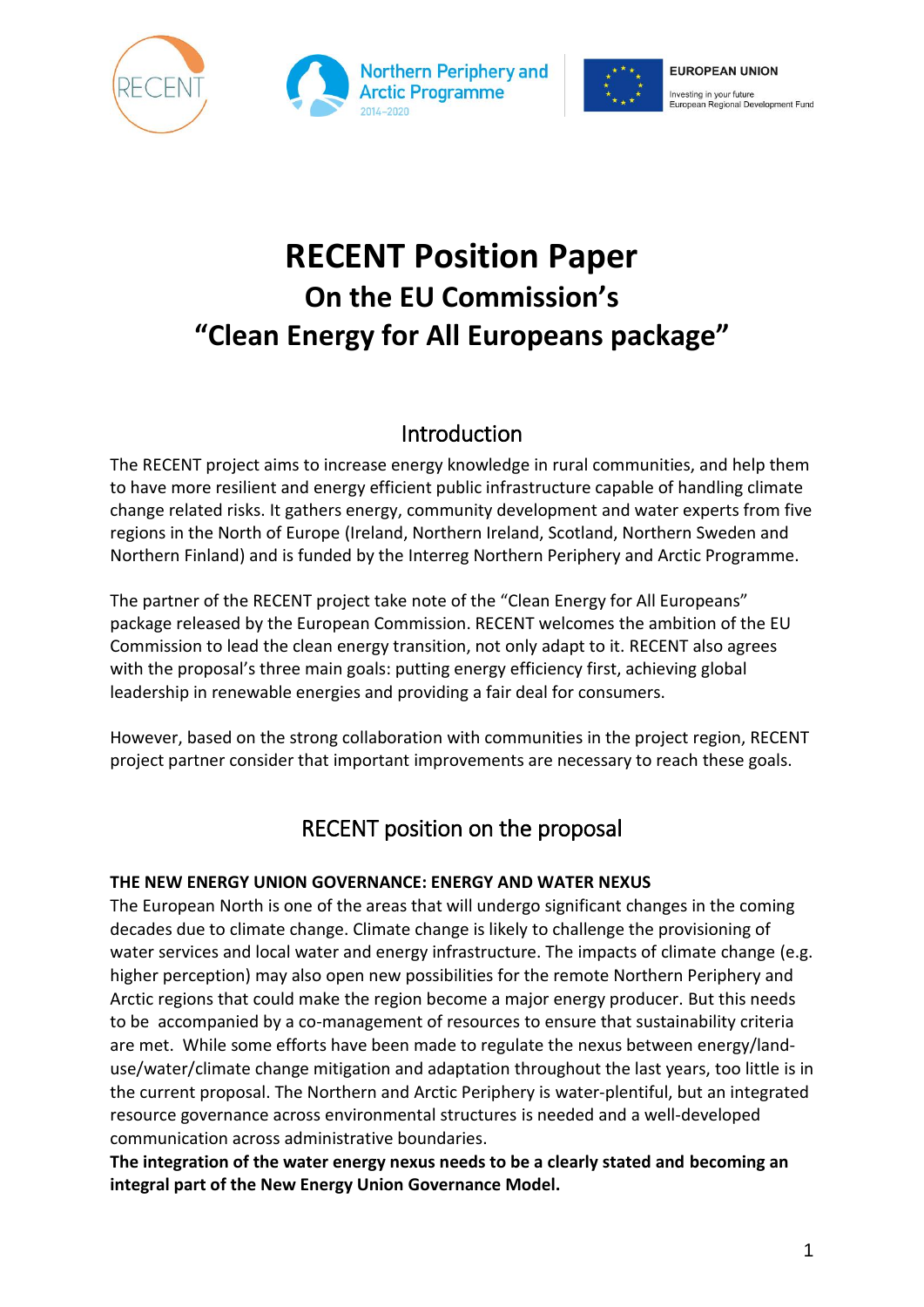# RECENT Position Paper

## On the EU Commission's

## "Clean Energy for All Europeans package"

### Introduction

The RECENT project aims to increase energy knowledge in rural communities, and help them to have more resilient and energy efficient public infrastructure capable of handling climate change related risks. It gathers energy, community development and water experts from five regions in the North of Europe (Ireland, Northern Ireland, Scotland, Northern Sweden and Northern Finland) and is funded by the Interreg Northern Periphery and Arctic Programme.

The partner of the RECENT project take note of the "Clean Energy for All Europeans" package released by the European Commission. RECENT welcomes the ambition of the EU Commission to lead the clean energy transition, not only adapt to it. RECENT also agrees with the proposal's three main goals: putting energy efficiency first, achieving global leadership in renewable energies and providing a fair deal for consumers.

However, based on the strong collaboration with communities in the project region, RECENT project partner consider that important improvements are necessary to reach these goals.

### RECENT position on the proposal

**THE NEW ENERGY UNION GOVERNANCE: ENERGY AND WATER NEXUS**

The European North is one of the areas that will undergo significant changes in the coming decades due to climate change. Climate change is likely to challenge the provisioning of water services and local water and energy infrastructure. The impacts of climate change (e.g. higher perception) may also open new possibilities for the remote Northern Periphery and Arctic regions that could make the region become a major energy producer. But this needs to be accompanied by a co-management of resources to ensure that sustainability criteria are met. While some efforts have been made to regulate the nexus between energy/land-use/water/climate change mitigation and adaptation throughout the last years, too little is in the current proposal. The Northern and Arctic Periphery is water-plentiful, but an integrated resource governance across environmental structures is needed and a well-developed communication across administrative boundaries.

**The integration of the water energy nexus needs to be a clearly stated and becoming an integral part of the New Energy Union Governance Model.**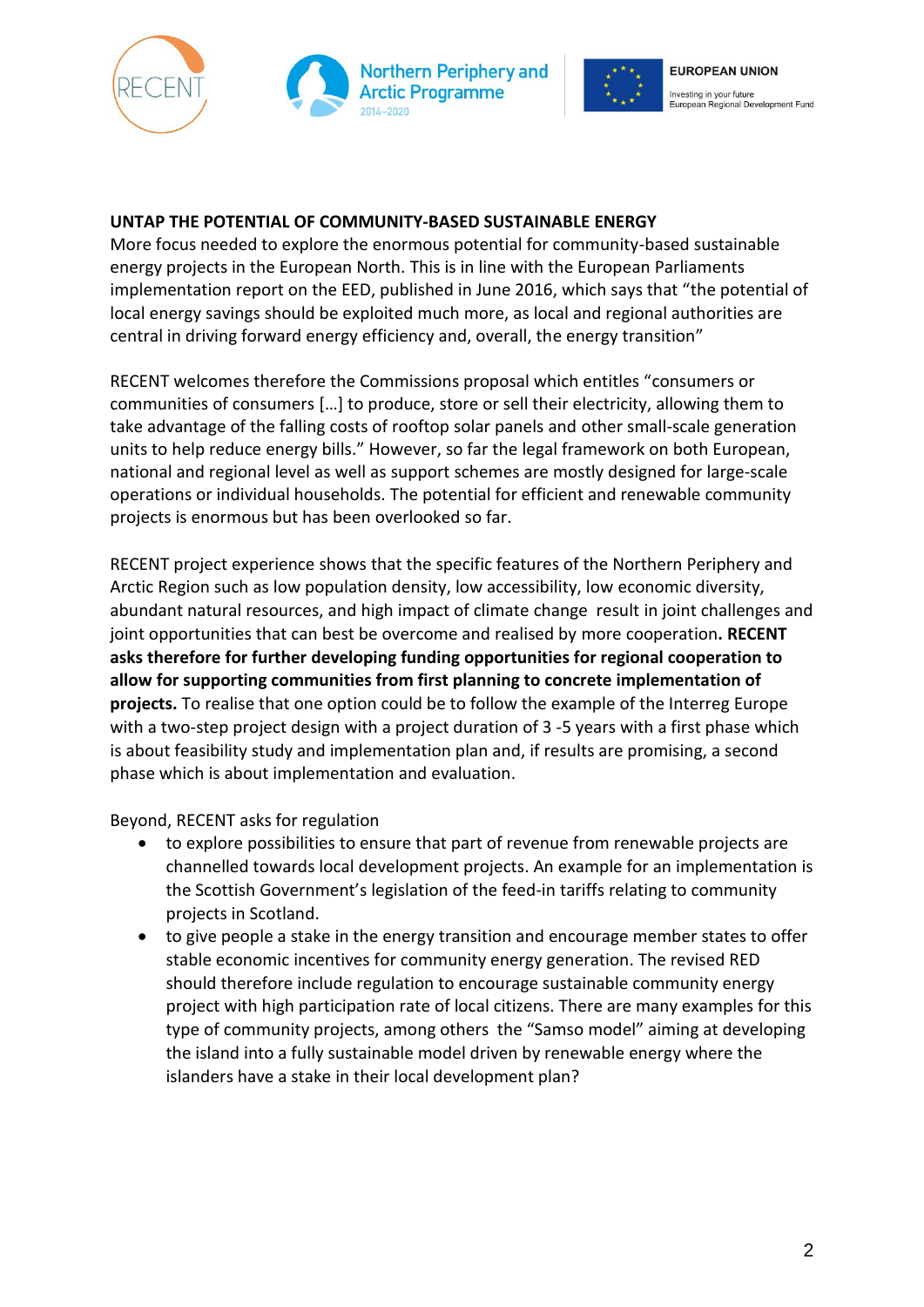**UNTAP THE POTENTIAL OF COMMUNITY-BASED SUSTAINABLE ENERGY**

More focus needed to explore the enormous potential for community-based sustainable energy projects in the European North. This is in line with the European Parliaments implementation report on the EED, published in June 2016, which says that "the potential of local energy savings should be exploited much more, as local and regional authorities are central in driving forward energy efficiency and, overall, the energy transition"

RECENT welcomes therefore the Commissions proposal which entitles "consumers or communities of consumers […] to produce, store or sell their electricity, allowing them to take advantage of the falling costs of rooftop solar panels and other small-scale generation units to help reduce energy bills." However, so far the legal framework on both European, national and regional level as well as support schemes are mostly designed for large-scale operations or individual households. The potential for efficient and renewable community projects is enormous but has been overlooked so far.

RECENT project experience shows that the specific features of the Northern Periphery and Arctic Region such as low population density, low accessibility, low economic diversity, abundant natural resources, and high impact of climate change result in joint challenges and joint opportunities that can best be overcome and realised by more cooperation**. RECENT asks therefore for further developing funding opportunities for regional cooperation to allow for supporting communities from first planning to concrete implementation of projects.** To realise that one option could be to follow the example of the Interreg Europe with a two-step project design with a project duration of 3 -5 years with a first phase which is about feasibility study and implementation plan and, if results are promising, a second phase which is about implementation and evaluation.

Beyond, RECENT asks for regulation

- to explore possibilities to ensure that part of revenue from renewable projects are channelled towards local development projects. An example for an implementation is the Scottish Government's legislation of the feed-in tariffs relating to community projects in Scotland.
- to give people a stake in the energy transition and encourage member states to offer stable economic incentives for community energy generation. The revised RED should therefore include regulation to encourage sustainable community energy project with high participation rate of local citizens. There are many examples for this type of community projects, among others the "Samso model" aiming at developing the island into a fully sustainable model driven by renewable energy where the islanders have a stake in their local development plan?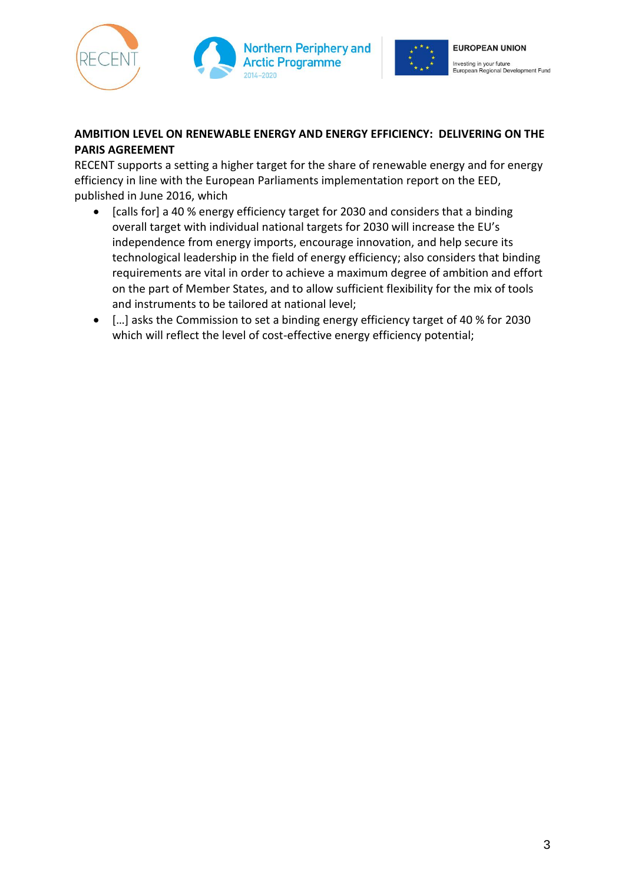**AMBITION LEVEL ON RENEWABLE ENERGY AND ENERGY EFFICIENCY: DELIVERING ON THE PARIS AGREEMENT**

RECENT supports a setting a higher target for the share of renewable energy and for energy efficiency in line with the European Parliaments implementation report on the EED, published in June 2016, which

- [calls for] a 40 % energy efficiency target for 2030 and considers that a binding overall target with individual national targets for 2030 will increase the EU's independence from energy imports, encourage innovation, and help secure its technological leadership in the field of energy efficiency; also considers that binding requirements are vital in order to achieve a maximum degree of ambition and effort on the part of Member States, and to allow sufficient flexibility for the mix of tools and instruments to be tailored at national level;
- […] asks the Commission to set a binding energy efficiency target of 40 % for 2030 which will reflect the level of cost-effective energy efficiency potential;